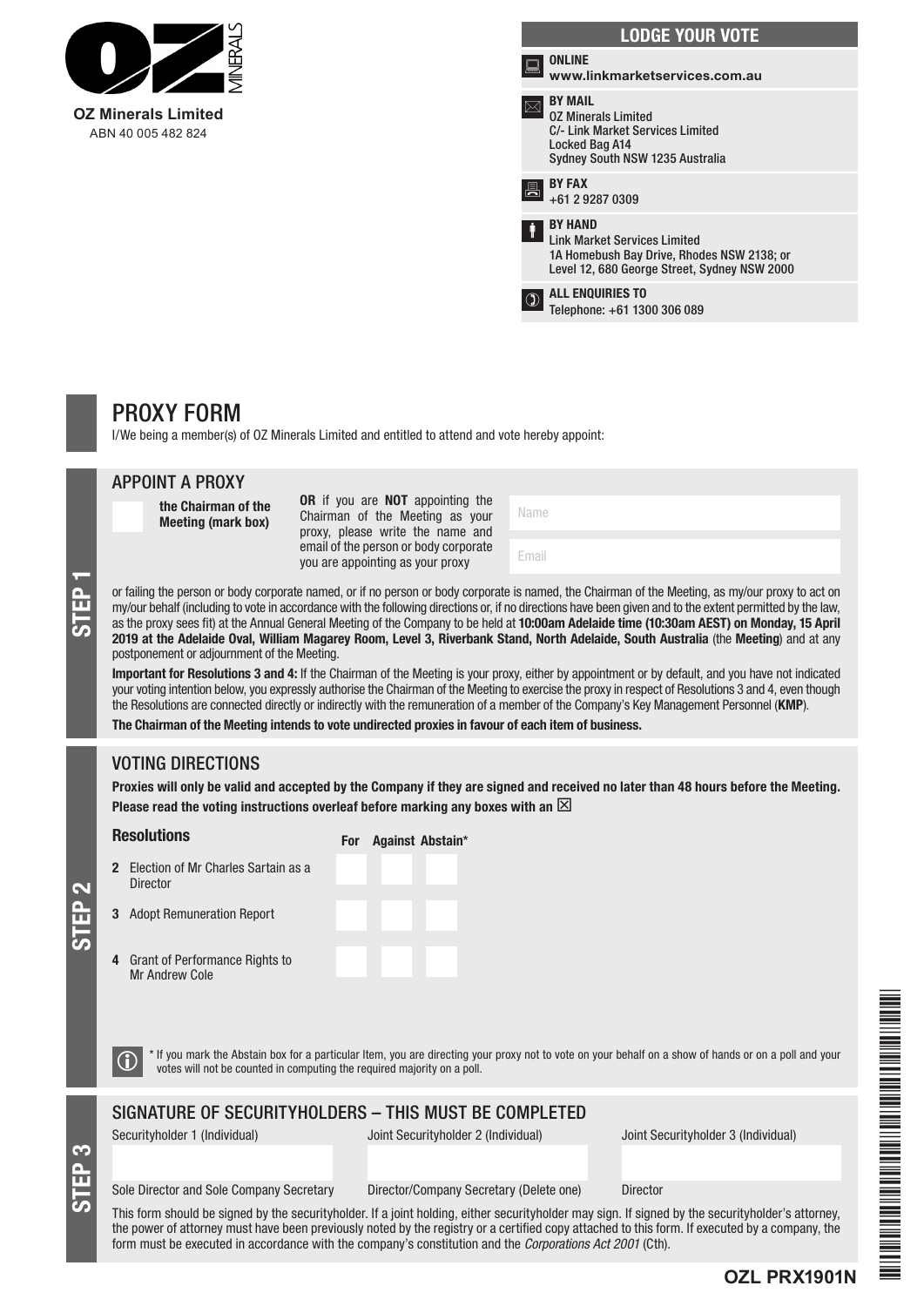**OZ Minerals Limited**
ABN 40 005 482 824

## LODGE YOUR VOTE

**ONLINE**
**www.linkmarketservices.com.au**

**BY MAIL**
OZ Minerals Limited
C/- Link Market Services Limited
Locked Bag A14
Sydney South NSW 1235 Australia

**BY FAX**
+61 2 9287 0309

**BY HAND**
Link Market Services Limited
1A Homebush Bay Drive, Rhodes NSW 2138; or
Level 12, 680 George Street, Sydney NSW 2000

**ALL ENQUIRIES TO**
Telephone: +61 1300 306 089

# PROXY FORM

I/We being a member(s) of OZ Minerals Limited and entitled to attend and vote hereby appoint:

## STEP 1

### APPOINT A PROXY

☐ **the Chairman of the Meeting (mark box)**

**OR** if you are **NOT** appointing the Chairman of the Meeting as your proxy, please write the name and email of the person or body corporate you are appointing as your proxy

Name

Email

or failing the person or body corporate named, or if no person or body corporate is named, the Chairman of the Meeting, as my/our proxy to act on my/our behalf (including to vote in accordance with the following directions or, if no directions have been given and to the extent permitted by the law, as the proxy sees fit) at the Annual General Meeting of the Company to be held at **10:00am Adelaide time (10:30am AEST) on Monday, 15 April 2019 at the Adelaide Oval, William Magarey Room, Level 3, Riverbank Stand, North Adelaide, South Australia** (the **Meeting**) and at any postponement or adjournment of the Meeting.

**Important for Resolutions 3 and 4:** If the Chairman of the Meeting is your proxy, either by appointment or by default, and you have not indicated your voting intention below, you expressly authorise the Chairman of the Meeting to exercise the proxy in respect of Resolutions 3 and 4, even though the Resolutions are connected directly or indirectly with the remuneration of a member of the Company's Key Management Personnel (**KMP**).

**The Chairman of the Meeting intends to vote undirected proxies in favour of each item of business.**

## STEP 2

### VOTING DIRECTIONS

**Proxies will only be valid and accepted by the Company if they are signed and received no later than 48 hours before the Meeting. Please read the voting instructions overleaf before marking any boxes with an ☒**

| Resolutions | For | Against | Abstain* |
|---|---|---|---|
| 2 Election of Mr Charles Sartain as a Director | ☐ | ☐ | ☐ |
| 3 Adopt Remuneration Report | ☐ | ☐ | ☐ |
| 4 Grant of Performance Rights to Mr Andrew Cole | ☐ | ☐ | ☐ |

\* If you mark the Abstain box for a particular Item, you are directing your proxy not to vote on your behalf on a show of hands or on a poll and your votes will not be counted in computing the required majority on a poll.

## STEP 3

### SIGNATURE OF SECURITYHOLDERS – THIS MUST BE COMPLETED

| Securityholder 1 (Individual) | Joint Securityholder 2 (Individual) | Joint Securityholder 3 (Individual) |
|---|---|---|
| | | |
| Sole Director and Sole Company Secretary | Director/Company Secretary (Delete one) | Director |

This form should be signed by the securityholder. If a joint holding, either securityholder may sign. If signed by the securityholder's attorney, the power of attorney must have been previously noted by the registry or a certified copy attached to this form. If executed by a company, the form must be executed in accordance with the company's constitution and the *Corporations Act 2001* (Cth).

**OZL PRX1901N**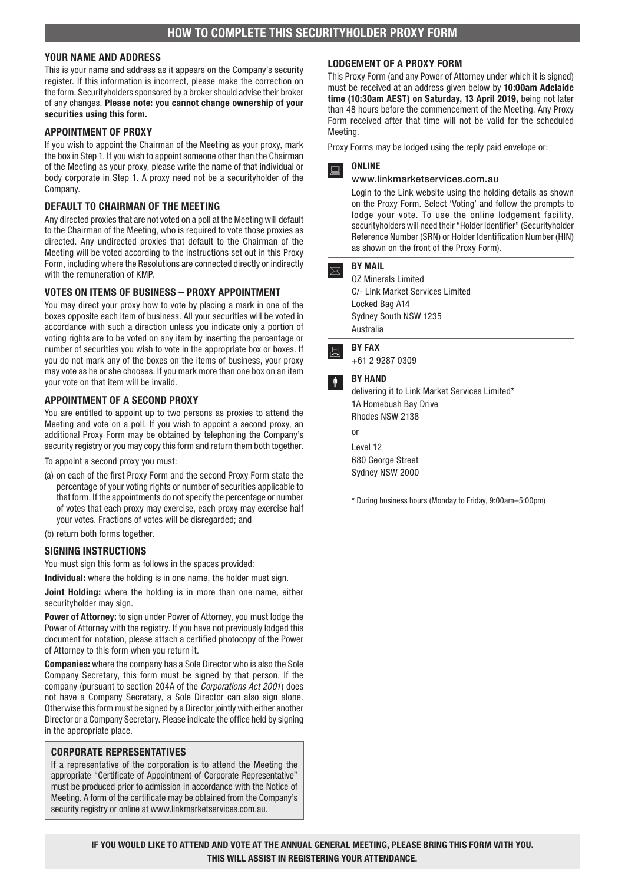# HOW TO COMPLETE THIS SECURITYHOLDER PROXY FORM

### YOUR NAME AND ADDRESS

This is your name and address as it appears on the Company's security register. If this information is incorrect, please make the correction on the form. Securityholders sponsored by a broker should advise their broker of any changes. **Please note: you cannot change ownership of your securities using this form.**

### APPOINTMENT OF PROXY

If you wish to appoint the Chairman of the Meeting as your proxy, mark the box in Step 1. If you wish to appoint someone other than the Chairman of the Meeting as your proxy, please write the name of that individual or body corporate in Step 1. A proxy need not be a securityholder of the Company.

### DEFAULT TO CHAIRMAN OF THE MEETING

Any directed proxies that are not voted on a poll at the Meeting will default to the Chairman of the Meeting, who is required to vote those proxies as directed. Any undirected proxies that default to the Chairman of the Meeting will be voted according to the instructions set out in this Proxy Form, including where the Resolutions are connected directly or indirectly with the remuneration of KMP.

### VOTES ON ITEMS OF BUSINESS – PROXY APPOINTMENT

You may direct your proxy how to vote by placing a mark in one of the boxes opposite each item of business. All your securities will be voted in accordance with such a direction unless you indicate only a portion of voting rights are to be voted on any item by inserting the percentage or number of securities you wish to vote in the appropriate box or boxes. If you do not mark any of the boxes on the items of business, your proxy may vote as he or she chooses. If you mark more than one box on an item your vote on that item will be invalid.

### APPOINTMENT OF A SECOND PROXY

You are entitled to appoint up to two persons as proxies to attend the Meeting and vote on a poll. If you wish to appoint a second proxy, an additional Proxy Form may be obtained by telephoning the Company's security registry or you may copy this form and return them both together.

To appoint a second proxy you must:

(a) on each of the first Proxy Form and the second Proxy Form state the percentage of your voting rights or number of securities applicable to that form. If the appointments do not specify the percentage or number of votes that each proxy may exercise, each proxy may exercise half your votes. Fractions of votes will be disregarded; and

(b) return both forms together.

### SIGNING INSTRUCTIONS

You must sign this form as follows in the spaces provided:

**Individual:** where the holding is in one name, the holder must sign.

**Joint Holding:** where the holding is in more than one name, either securityholder may sign.

**Power of Attorney:** to sign under Power of Attorney, you must lodge the Power of Attorney with the registry. If you have not previously lodged this document for notation, please attach a certified photocopy of the Power of Attorney to this form when you return it.

**Companies:** where the company has a Sole Director who is also the Sole Company Secretary, this form must be signed by that person. If the company (pursuant to section 204A of the *Corporations Act 2001*) does not have a Company Secretary, a Sole Director can also sign alone. Otherwise this form must be signed by a Director jointly with either another Director or a Company Secretary. Please indicate the office held by signing in the appropriate place.

### CORPORATE REPRESENTATIVES

If a representative of the corporation is to attend the Meeting the appropriate "Certificate of Appointment of Corporate Representative" must be produced prior to admission in accordance with the Notice of Meeting. A form of the certificate may be obtained from the Company's security registry or online at www.linkmarketservices.com.au.

### LODGEMENT OF A PROXY FORM

This Proxy Form (and any Power of Attorney under which it is signed) must be received at an address given below by **10:00am Adelaide time (10:30am AEST) on Saturday, 13 April 2019,** being not later than 48 hours before the commencement of the Meeting. Any Proxy Form received after that time will not be valid for the scheduled Meeting.

Proxy Forms may be lodged using the reply paid envelope or:

**ONLINE**

www.linkmarketservices.com.au

Login to the Link website using the holding details as shown on the Proxy Form. Select 'Voting' and follow the prompts to lodge your vote. To use the online lodgement facility, securityholders will need their "Holder Identifier" (Securityholder Reference Number (SRN) or Holder Identification Number (HIN) as shown on the front of the Proxy Form).

**BY MAIL**

OZ Minerals Limited
C/- Link Market Services Limited
Locked Bag A14
Sydney South NSW 1235
Australia

**BY FAX**

+61 2 9287 0309

**BY HAND**

delivering it to Link Market Services Limited*
1A Homebush Bay Drive
Rhodes NSW 2138

or

Level 12
680 George Street
Sydney NSW 2000

\* During business hours (Monday to Friday, 9:00am–5:00pm)

**IF YOU WOULD LIKE TO ATTEND AND VOTE AT THE ANNUAL GENERAL MEETING, PLEASE BRING THIS FORM WITH YOU. THIS WILL ASSIST IN REGISTERING YOUR ATTENDANCE.**